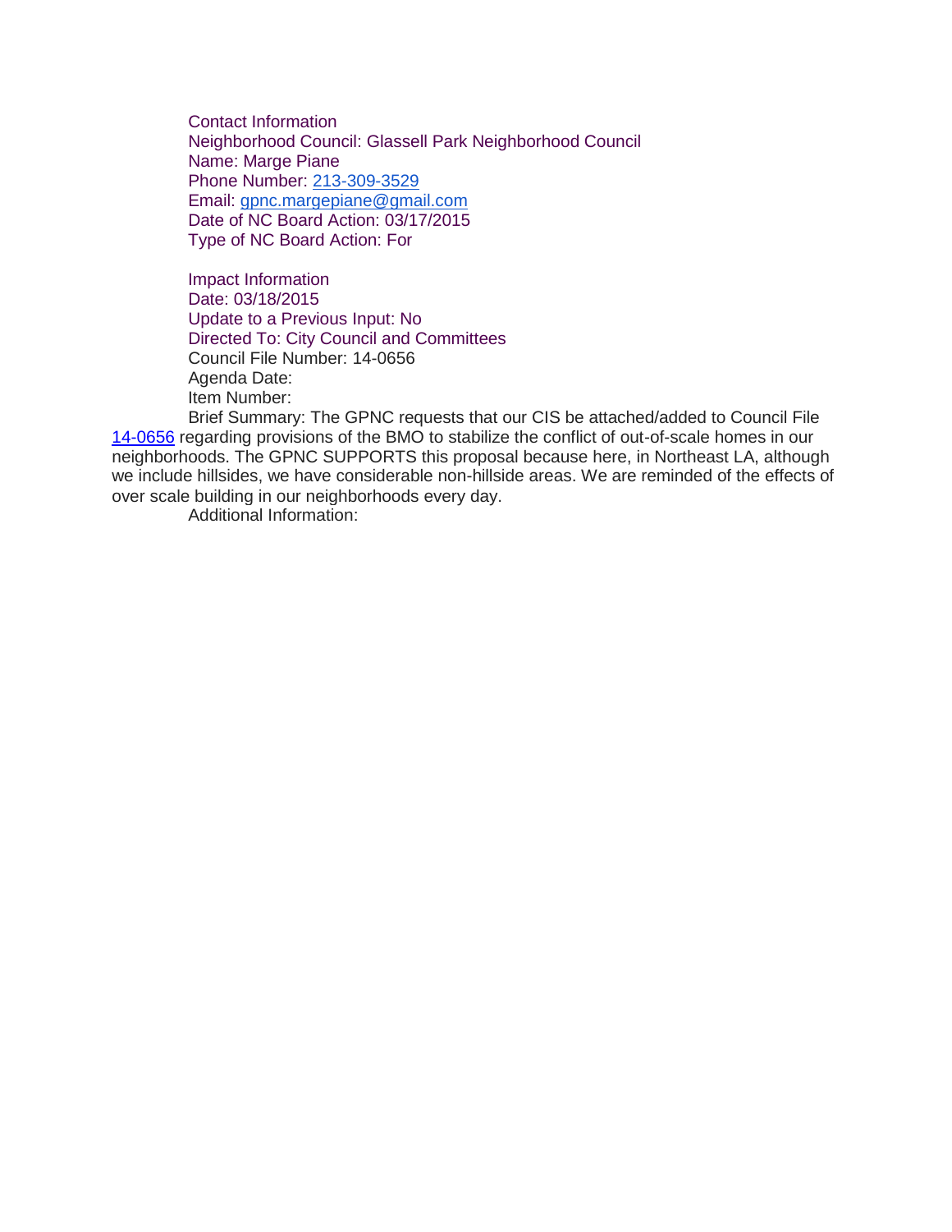Contact Information
Neighborhood Council: Glassell Park Neighborhood Council
Name: Marge Piane
Phone Number: 213-309-3529
Email: gpnc.margepiane@gmail.com
Date of NC Board Action: 03/17/2015
Type of NC Board Action: For

Impact Information
Date: 03/18/2015
Update to a Previous Input: No
Directed To: City Council and Committees
Council File Number: 14-0656
Agenda Date:
Item Number:
Brief Summary: The GPNC requests that our CIS be attached/added to Council File 14-0656 regarding provisions of the BMO to stabilize the conflict of out-of-scale homes in our neighborhoods. The GPNC SUPPORTS this proposal because here, in Northeast LA, although we include hillsides, we have considerable non-hillside areas. We are reminded of the effects of over scale building in our neighborhoods every day.
Additional Information: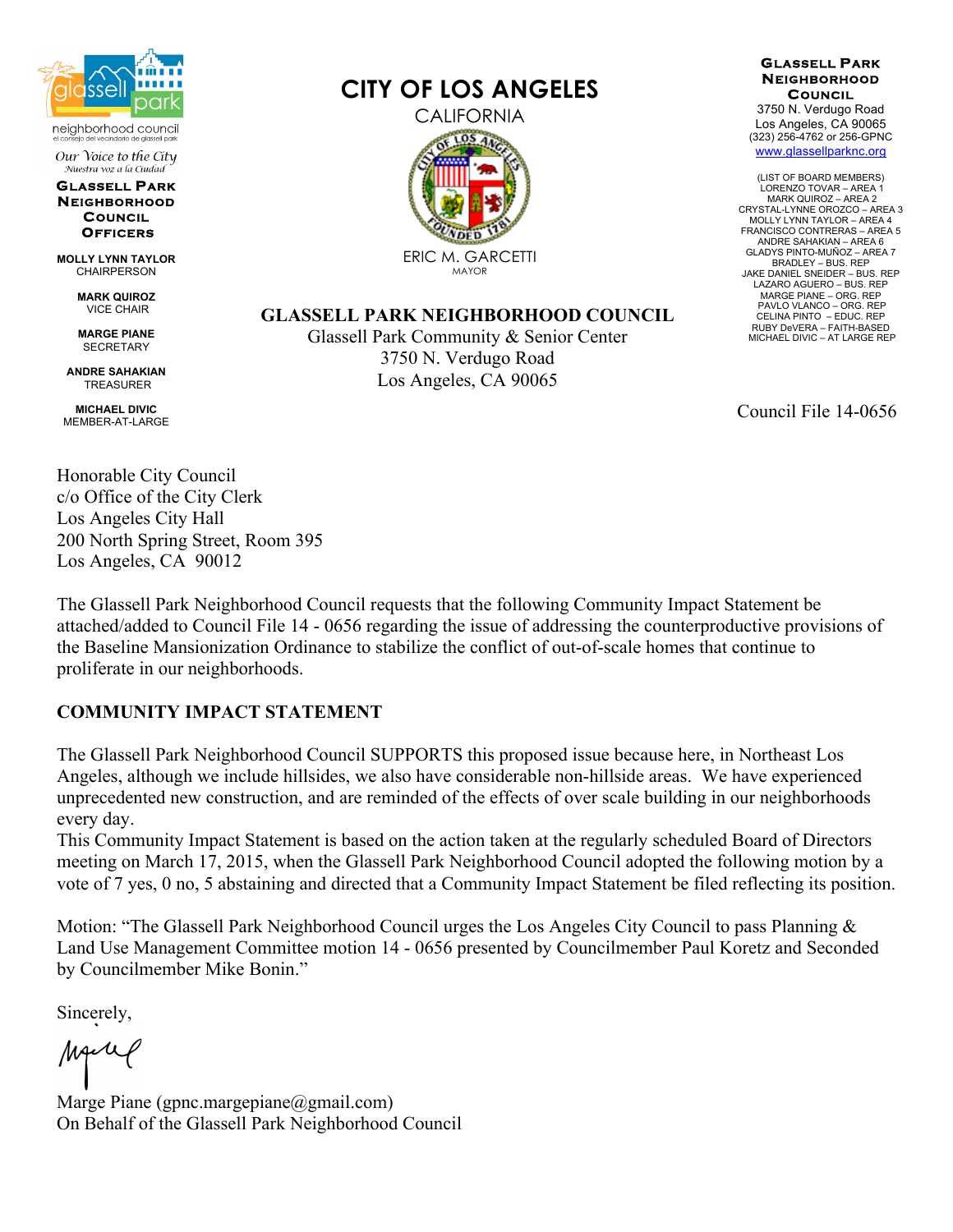glassell park

neighborhood council

el consejo del vecindario de glassell park

*Our Voice to the City*
*Nuestra voz a la Ciudad*

**GLASSELL PARK NEIGHBORHOOD COUNCIL OFFICERS**

**MOLLY LYNN TAYLOR**
CHAIRPERSON

**MARK QUIROZ**
VICE CHAIR

**MARGE PIANE**
SECRETARY

**ANDRE SAHAKIAN**
TREASURER

**MICHAEL DIVIC**
MEMBER-AT-LARGE

# CITY OF LOS ANGELES

CALIFORNIA

ERIC M. GARCETTI
MAYOR

**GLASSELL PARK NEIGHBORHOOD COUNCIL**
Glassell Park Community & Senior Center
3750 N. Verdugo Road
Los Angeles, CA 90065

**GLASSELL PARK NEIGHBORHOOD COUNCIL**
3750 N. Verdugo Road
Los Angeles, CA 90065
(323) 256-4762 or 256-GPNC
www.glassellparknc.org

(LIST OF BOARD MEMBERS)
LORENZO TOVAR – AREA 1
MARK QUIROZ – AREA 2
CRYSTAL-LYNNE OROZCO – AREA 3
MOLLY LYNN TAYLOR – AREA 4
FRANCISCO CONTRERAS – AREA 5
ANDRE SAHAKIAN – AREA 6
GLADYS PINTO-MUÑOZ – AREA 7
BRADLEY – BUS. REP
JAKE DANIEL SNEIDER – BUS. REP
LAZARO AGUERO – BUS. REP
MARGE PIANE – ORG. REP
PAVLO VLANCO – ORG. REP
CELINA PINTO – EDUC. REP
RUBY DeVERA – FAITH-BASED
MICHAEL DIVIC – AT LARGE REP

Council File 14-0656

Honorable City Council
c/o Office of the City Clerk
Los Angeles City Hall
200 North Spring Street, Room 395
Los Angeles, CA 90012

The Glassell Park Neighborhood Council requests that the following Community Impact Statement be attached/added to Council File 14 - 0656 regarding the issue of addressing the counterproductive provisions of the Baseline Mansionization Ordinance to stabilize the conflict of out-of-scale homes that continue to proliferate in our neighborhoods.

**COMMUNITY IMPACT STATEMENT**

The Glassell Park Neighborhood Council SUPPORTS this proposed issue because here, in Northeast Los Angeles, although we include hillsides, we also have considerable non-hillside areas. We have experienced unprecedented new construction, and are reminded of the effects of over scale building in our neighborhoods every day.

This Community Impact Statement is based on the action taken at the regularly scheduled Board of Directors meeting on March 17, 2015, when the Glassell Park Neighborhood Council adopted the following motion by a vote of 7 yes, 0 no, 5 abstaining and directed that a Community Impact Statement be filed reflecting its position.

Motion: "The Glassell Park Neighborhood Council urges the Los Angeles City Council to pass Planning & Land Use Management Committee motion 14 - 0656 presented by Councilmember Paul Koretz and Seconded by Councilmember Mike Bonin."

Sincerely,

Marge Piane (gpnc.margepiane@gmail.com)
On Behalf of the Glassell Park Neighborhood Council